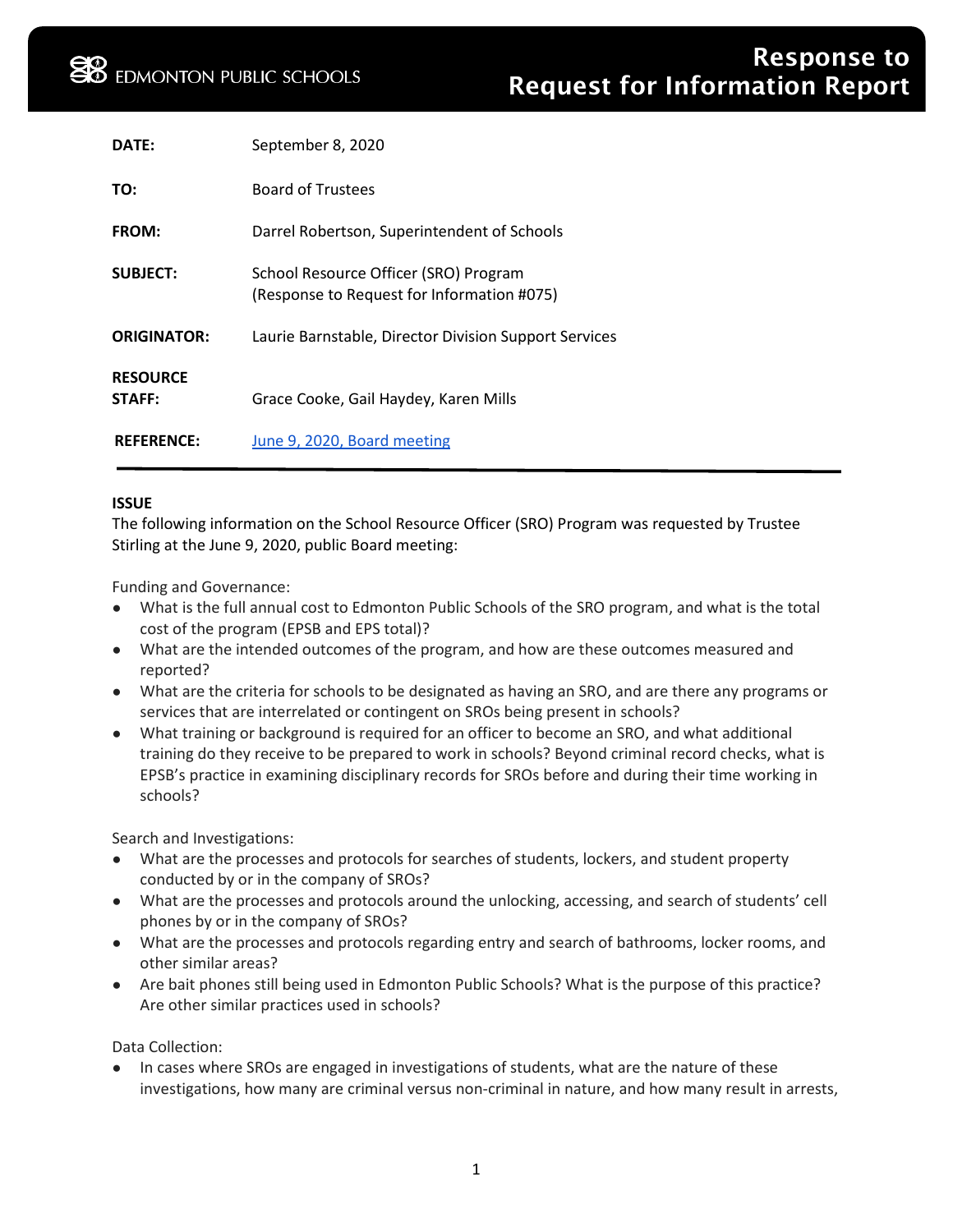EDMONTON PUBLIC SCHOOLS

# Response to Request for Information Report

| | |
|---|---|
| **DATE:** | September 8, 2020 |
| **TO:** | Board of Trustees |
| **FROM:** | Darrel Robertson, Superintendent of Schools |
| **SUBJECT:** | School Resource Officer (SRO) Program (Response to Request for Information #075) |
| **ORIGINATOR:** | Laurie Barnstable, Director Division Support Services |
| **RESOURCE STAFF:** | Grace Cooke, Gail Haydey, Karen Mills |
| **REFERENCE:** | June 9, 2020, Board meeting |

**ISSUE**

The following information on the School Resource Officer (SRO) Program was requested by Trustee Stirling at the June 9, 2020, public Board meeting:

Funding and Governance:

- What is the full annual cost to Edmonton Public Schools of the SRO program, and what is the total cost of the program (EPSB and EPS total)?
- What are the intended outcomes of the program, and how are these outcomes measured and reported?
- What are the criteria for schools to be designated as having an SRO, and are there any programs or services that are interrelated or contingent on SROs being present in schools?
- What training or background is required for an officer to become an SRO, and what additional training do they receive to be prepared to work in schools? Beyond criminal record checks, what is EPSB's practice in examining disciplinary records for SROs before and during their time working in schools?

Search and Investigations:

- What are the processes and protocols for searches of students, lockers, and student property conducted by or in the company of SROs?
- What are the processes and protocols around the unlocking, accessing, and search of students' cell phones by or in the company of SROs?
- What are the processes and protocols regarding entry and search of bathrooms, locker rooms, and other similar areas?
- Are bait phones still being used in Edmonton Public Schools? What is the purpose of this practice? Are other similar practices used in schools?

Data Collection:

- In cases where SROs are engaged in investigations of students, what are the nature of these investigations, how many are criminal versus non-criminal in nature, and how many result in arrests,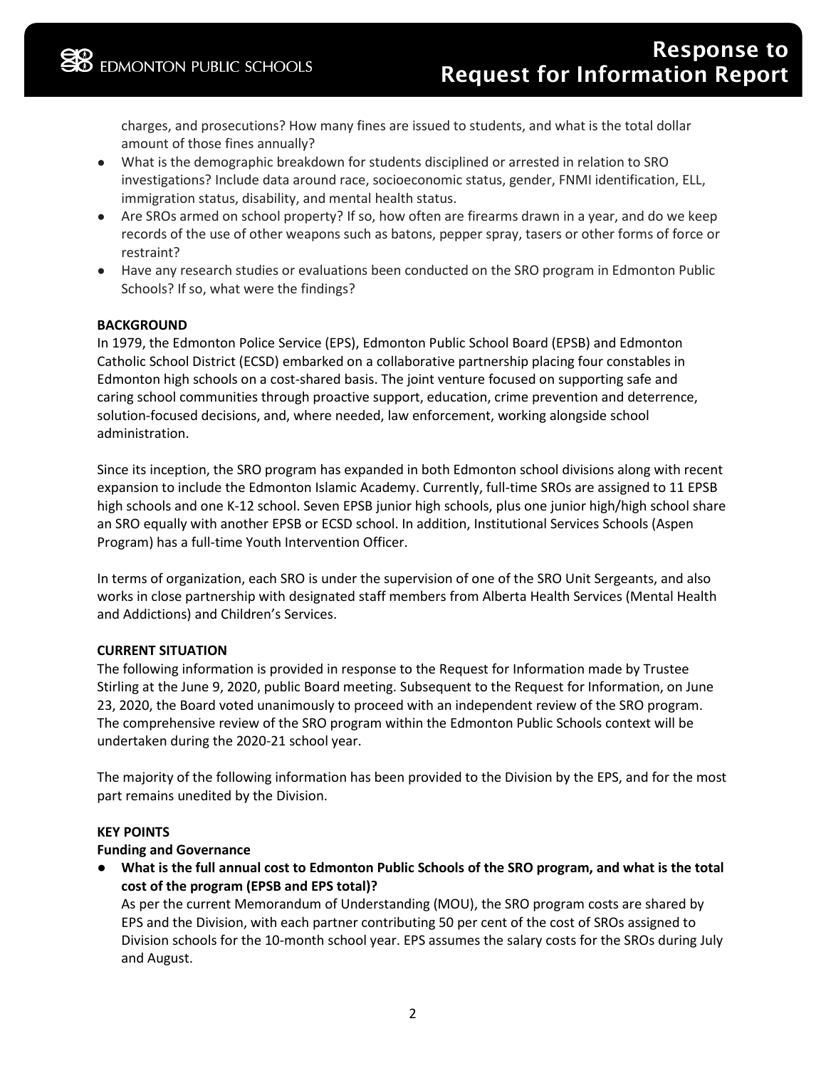charges, and prosecutions? How many fines are issued to students, and what is the total dollar amount of those fines annually?
- What is the demographic breakdown for students disciplined or arrested in relation to SRO investigations? Include data around race, socioeconomic status, gender, FNMI identification, ELL, immigration status, disability, and mental health status.
- Are SROs armed on school property? If so, how often are firearms drawn in a year, and do we keep records of the use of other weapons such as batons, pepper spray, tasers or other forms of force or restraint?
- Have any research studies or evaluations been conducted on the SRO program in Edmonton Public Schools? If so, what were the findings?

**BACKGROUND**

In 1979, the Edmonton Police Service (EPS), Edmonton Public School Board (EPSB) and Edmonton Catholic School District (ECSD) embarked on a collaborative partnership placing four constables in Edmonton high schools on a cost-shared basis. The joint venture focused on supporting safe and caring school communities through proactive support, education, crime prevention and deterrence, solution-focused decisions, and, where needed, law enforcement, working alongside school administration.

Since its inception, the SRO program has expanded in both Edmonton school divisions along with recent expansion to include the Edmonton Islamic Academy. Currently, full-time SROs are assigned to 11 EPSB high schools and one K-12 school. Seven EPSB junior high schools, plus one junior high/high school share an SRO equally with another EPSB or ECSD school. In addition, Institutional Services Schools (Aspen Program) has a full-time Youth Intervention Officer.

In terms of organization, each SRO is under the supervision of one of the SRO Unit Sergeants, and also works in close partnership with designated staff members from Alberta Health Services (Mental Health and Addictions) and Children's Services.

**CURRENT SITUATION**

The following information is provided in response to the Request for Information made by Trustee Stirling at the June 9, 2020, public Board meeting. Subsequent to the Request for Information, on June 23, 2020, the Board voted unanimously to proceed with an independent review of the SRO program. The comprehensive review of the SRO program within the Edmonton Public Schools context will be undertaken during the 2020-21 school year.

The majority of the following information has been provided to the Division by the EPS, and for the most part remains unedited by the Division.

**KEY POINTS**

**Funding and Governance**

- **What is the full annual cost to Edmonton Public Schools of the SRO program, and what is the total cost of the program (EPSB and EPS total)?**
  As per the current Memorandum of Understanding (MOU), the SRO program costs are shared by EPS and the Division, with each partner contributing 50 per cent of the cost of SROs assigned to Division schools for the 10-month school year. EPS assumes the salary costs for the SROs during July and August.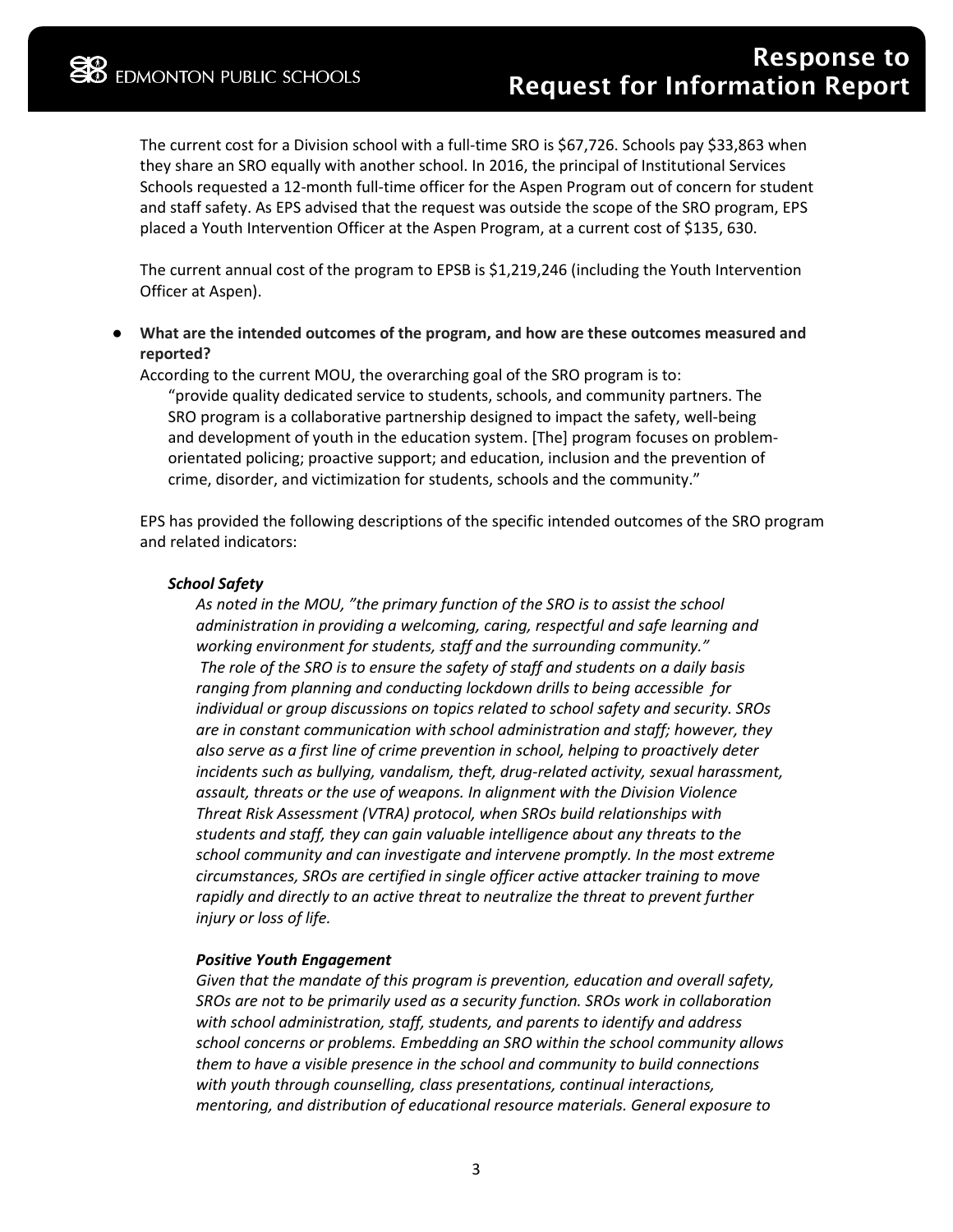The current cost for a Division school with a full-time SRO is $67,726. Schools pay $33,863 when they share an SRO equally with another school. In 2016, the principal of Institutional Services Schools requested a 12-month full-time officer for the Aspen Program out of concern for student and staff safety. As EPS advised that the request was outside the scope of the SRO program, EPS placed a Youth Intervention Officer at the Aspen Program, at a current cost of $135, 630.

The current annual cost of the program to EPSB is $1,219,246 (including the Youth Intervention Officer at Aspen).

- **What are the intended outcomes of the program, and how are these outcomes measured and reported?**

  According to the current MOU, the overarching goal of the SRO program is to:

  > "provide quality dedicated service to students, schools, and community partners. The SRO program is a collaborative partnership designed to impact the safety, well-being and development of youth in the education system. [The] program focuses on problem-orientated policing; proactive support; and education, inclusion and the prevention of crime, disorder, and victimization for students, schools and the community."

  EPS has provided the following descriptions of the specific intended outcomes of the SRO program and related indicators:

  ***School Safety***

  *As noted in the MOU, "the primary function of the SRO is to assist the school administration in providing a welcoming, caring, respectful and safe learning and working environment for students, staff and the surrounding community." The role of the SRO is to ensure the safety of staff and students on a daily basis ranging from planning and conducting lockdown drills to being accessible for individual or group discussions on topics related to school safety and security. SROs are in constant communication with school administration and staff; however, they also serve as a first line of crime prevention in school, helping to proactively deter incidents such as bullying, vandalism, theft, drug-related activity, sexual harassment, assault, threats or the use of weapons. In alignment with the Division Violence Threat Risk Assessment (VTRA) protocol, when SROs build relationships with students and staff, they can gain valuable intelligence about any threats to the school community and can investigate and intervene promptly. In the most extreme circumstances, SROs are certified in single officer active attacker training to move rapidly and directly to an active threat to neutralize the threat to prevent further injury or loss of life.*

  ***Positive Youth Engagement***

  *Given that the mandate of this program is prevention, education and overall safety, SROs are not to be primarily used as a security function. SROs work in collaboration with school administration, staff, students, and parents to identify and address school concerns or problems. Embedding an SRO within the school community allows them to have a visible presence in the school and community to build connections with youth through counselling, class presentations, continual interactions, mentoring, and distribution of educational resource materials. General exposure to*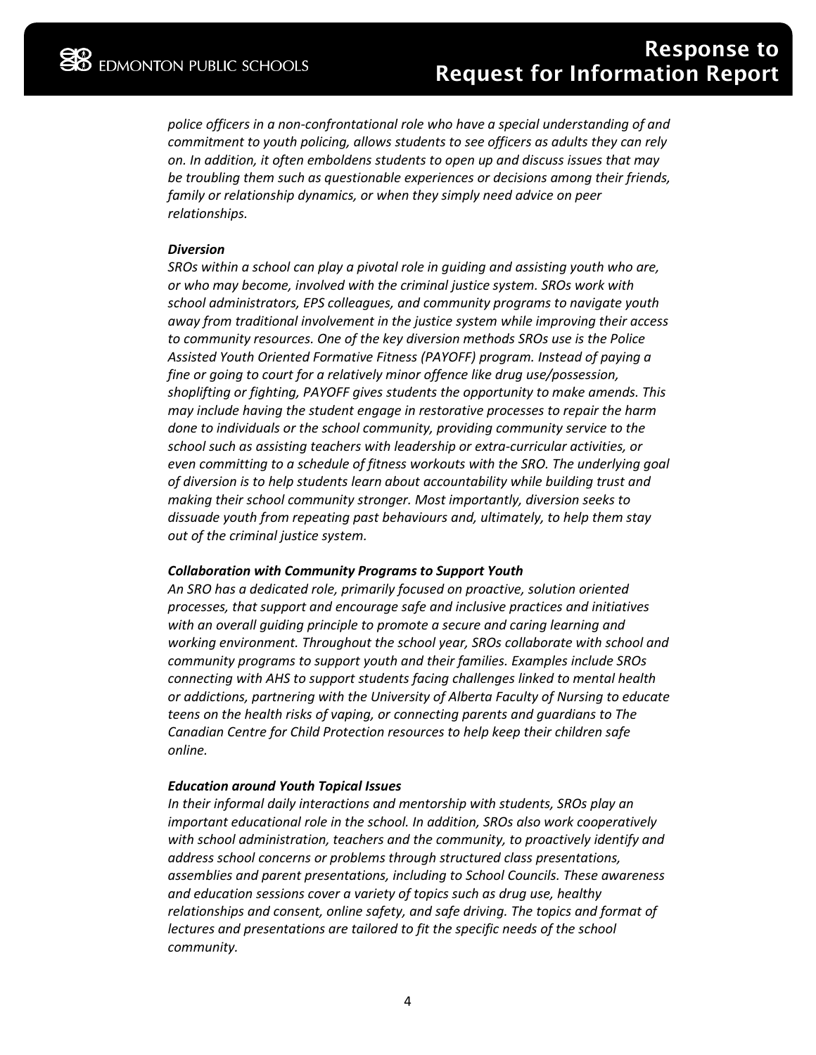*police officers in a non-confrontational role who have a special understanding of and commitment to youth policing, allows students to see officers as adults they can rely on. In addition, it often emboldens students to open up and discuss issues that may be troubling them such as questionable experiences or decisions among their friends, family or relationship dynamics, or when they simply need advice on peer relationships.*

***Diversion***

*SROs within a school can play a pivotal role in guiding and assisting youth who are, or who may become, involved with the criminal justice system. SROs work with school administrators, EPS colleagues, and community programs to navigate youth away from traditional involvement in the justice system while improving their access to community resources. One of the key diversion methods SROs use is the Police Assisted Youth Oriented Formative Fitness (PAYOFF) program. Instead of paying a fine or going to court for a relatively minor offence like drug use/possession, shoplifting or fighting, PAYOFF gives students the opportunity to make amends. This may include having the student engage in restorative processes to repair the harm done to individuals or the school community, providing community service to the school such as assisting teachers with leadership or extra-curricular activities, or even committing to a schedule of fitness workouts with the SRO. The underlying goal of diversion is to help students learn about accountability while building trust and making their school community stronger. Most importantly, diversion seeks to dissuade youth from repeating past behaviours and, ultimately, to help them stay out of the criminal justice system.*

***Collaboration with Community Programs to Support Youth***

*An SRO has a dedicated role, primarily focused on proactive, solution oriented processes, that support and encourage safe and inclusive practices and initiatives with an overall guiding principle to promote a secure and caring learning and working environment. Throughout the school year, SROs collaborate with school and community programs to support youth and their families. Examples include SROs connecting with AHS to support students facing challenges linked to mental health or addictions, partnering with the University of Alberta Faculty of Nursing to educate teens on the health risks of vaping, or connecting parents and guardians to The Canadian Centre for Child Protection resources to help keep their children safe online.*

***Education around Youth Topical Issues***

*In their informal daily interactions and mentorship with students, SROs play an important educational role in the school. In addition, SROs also work cooperatively with school administration, teachers and the community, to proactively identify and address school concerns or problems through structured class presentations, assemblies and parent presentations, including to School Councils. These awareness and education sessions cover a variety of topics such as drug use, healthy relationships and consent, online safety, and safe driving. The topics and format of lectures and presentations are tailored to fit the specific needs of the school community.*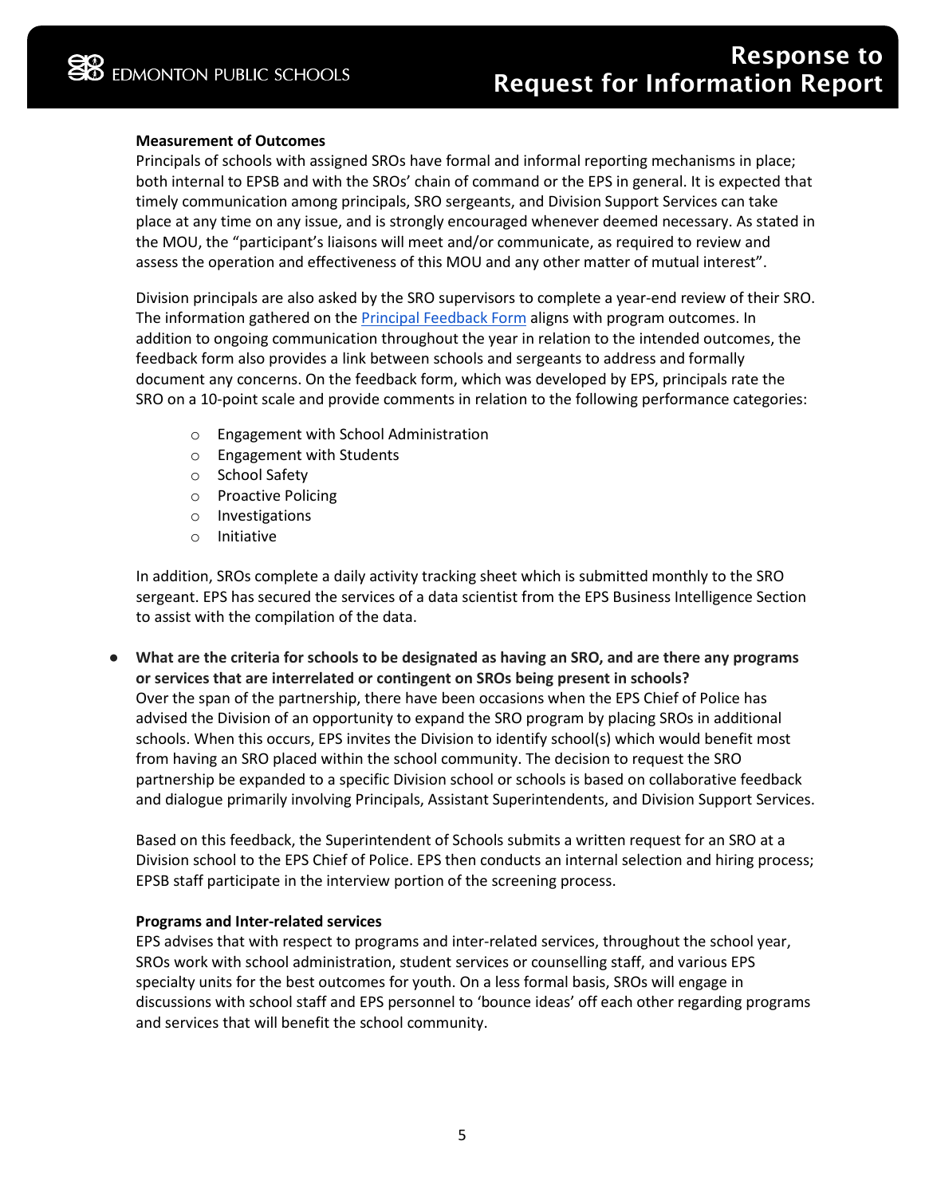**Measurement of Outcomes**

Principals of schools with assigned SROs have formal and informal reporting mechanisms in place; both internal to EPSB and with the SROs' chain of command or the EPS in general. It is expected that timely communication among principals, SRO sergeants, and Division Support Services can take place at any time on any issue, and is strongly encouraged whenever deemed necessary. As stated in the MOU, the "participant's liaisons will meet and/or communicate, as required to review and assess the operation and effectiveness of this MOU and any other matter of mutual interest".

Division principals are also asked by the SRO supervisors to complete a year-end review of their SRO. The information gathered on the Principal Feedback Form aligns with program outcomes. In addition to ongoing communication throughout the year in relation to the intended outcomes, the feedback form also provides a link between schools and sergeants to address and formally document any concerns. On the feedback form, which was developed by EPS, principals rate the SRO on a 10-point scale and provide comments in relation to the following performance categories:

- Engagement with School Administration
- Engagement with Students
- School Safety
- Proactive Policing
- Investigations
- Initiative

In addition, SROs complete a daily activity tracking sheet which is submitted monthly to the SRO sergeant. EPS has secured the services of a data scientist from the EPS Business Intelligence Section to assist with the compilation of the data.

- **What are the criteria for schools to be designated as having an SRO, and are there any programs or services that are interrelated or contingent on SROs being present in schools?**
  Over the span of the partnership, there have been occasions when the EPS Chief of Police has advised the Division of an opportunity to expand the SRO program by placing SROs in additional schools. When this occurs, EPS invites the Division to identify school(s) which would benefit most from having an SRO placed within the school community. The decision to request the SRO partnership be expanded to a specific Division school or schools is based on collaborative feedback and dialogue primarily involving Principals, Assistant Superintendents, and Division Support Services.

  Based on this feedback, the Superintendent of Schools submits a written request for an SRO at a Division school to the EPS Chief of Police. EPS then conducts an internal selection and hiring process; EPSB staff participate in the interview portion of the screening process.

  **Programs and Inter-related services**

  EPS advises that with respect to programs and inter-related services, throughout the school year, SROs work with school administration, student services or counselling staff, and various EPS specialty units for the best outcomes for youth. On a less formal basis, SROs will engage in discussions with school staff and EPS personnel to 'bounce ideas' off each other regarding programs and services that will benefit the school community.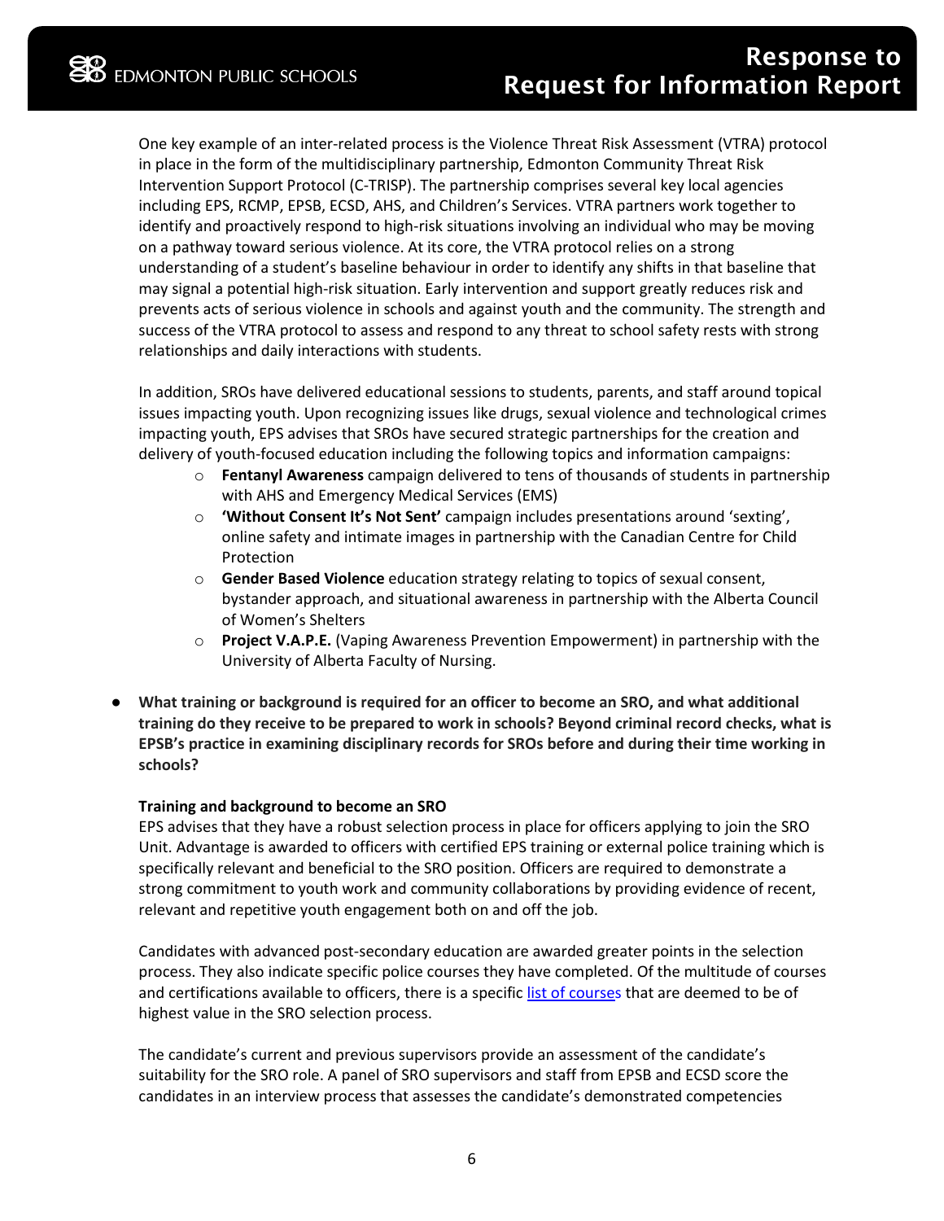One key example of an inter-related process is the Violence Threat Risk Assessment (VTRA) protocol in place in the form of the multidisciplinary partnership, Edmonton Community Threat Risk Intervention Support Protocol (C-TRISP). The partnership comprises several key local agencies including EPS, RCMP, EPSB, ECSD, AHS, and Children's Services. VTRA partners work together to identify and proactively respond to high-risk situations involving an individual who may be moving on a pathway toward serious violence. At its core, the VTRA protocol relies on a strong understanding of a student's baseline behaviour in order to identify any shifts in that baseline that may signal a potential high-risk situation. Early intervention and support greatly reduces risk and prevents acts of serious violence in schools and against youth and the community. The strength and success of the VTRA protocol to assess and respond to any threat to school safety rests with strong relationships and daily interactions with students.

In addition, SROs have delivered educational sessions to students, parents, and staff around topical issues impacting youth. Upon recognizing issues like drugs, sexual violence and technological crimes impacting youth, EPS advises that SROs have secured strategic partnerships for the creation and delivery of youth-focused education including the following topics and information campaigns:

- **Fentanyl Awareness** campaign delivered to tens of thousands of students in partnership with AHS and Emergency Medical Services (EMS)
- **'Without Consent It's Not Sent'** campaign includes presentations around 'sexting', online safety and intimate images in partnership with the Canadian Centre for Child Protection
- **Gender Based Violence** education strategy relating to topics of sexual consent, bystander approach, and situational awareness in partnership with the Alberta Council of Women's Shelters
- **Project V.A.P.E.** (Vaping Awareness Prevention Empowerment) in partnership with the University of Alberta Faculty of Nursing.

- **What training or background is required for an officer to become an SRO, and what additional training do they receive to be prepared to work in schools? Beyond criminal record checks, what is EPSB's practice in examining disciplinary records for SROs before and during their time working in schools?**

**Training and background to become an SRO**

EPS advises that they have a robust selection process in place for officers applying to join the SRO Unit. Advantage is awarded to officers with certified EPS training or external police training which is specifically relevant and beneficial to the SRO position. Officers are required to demonstrate a strong commitment to youth work and community collaborations by providing evidence of recent, relevant and repetitive youth engagement both on and off the job.

Candidates with advanced post-secondary education are awarded greater points in the selection process. They also indicate specific police courses they have completed. Of the multitude of courses and certifications available to officers, there is a specific list of courses that are deemed to be of highest value in the SRO selection process.

The candidate's current and previous supervisors provide an assessment of the candidate's suitability for the SRO role. A panel of SRO supervisors and staff from EPSB and ECSD score the candidates in an interview process that assesses the candidate's demonstrated competencies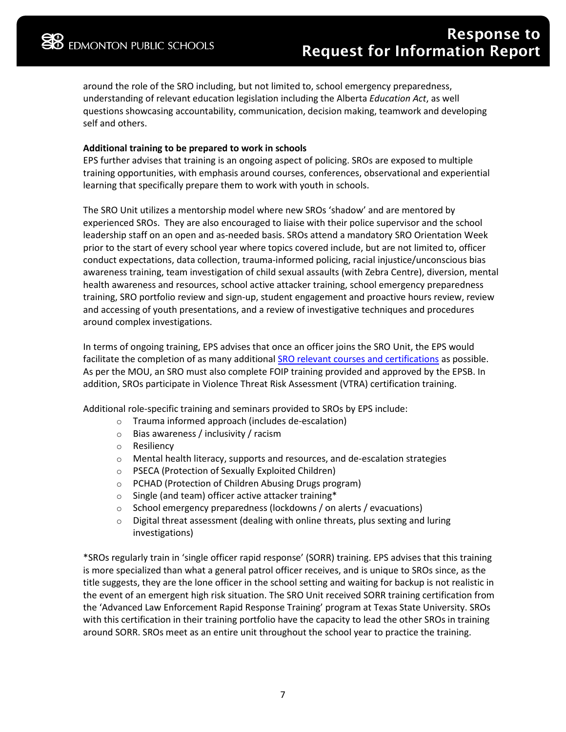around the role of the SRO including, but not limited to, school emergency preparedness, understanding of relevant education legislation including the Alberta *Education Act*, as well questions showcasing accountability, communication, decision making, teamwork and developing self and others.

**Additional training to be prepared to work in schools**

EPS further advises that training is an ongoing aspect of policing. SROs are exposed to multiple training opportunities, with emphasis around courses, conferences, observational and experiential learning that specifically prepare them to work with youth in schools.

The SRO Unit utilizes a mentorship model where new SROs 'shadow' and are mentored by experienced SROs. They are also encouraged to liaise with their police supervisor and the school leadership staff on an open and as-needed basis. SROs attend a mandatory SRO Orientation Week prior to the start of every school year where topics covered include, but are not limited to, officer conduct expectations, data collection, trauma-informed policing, racial injustice/unconscious bias awareness training, team investigation of child sexual assaults (with Zebra Centre), diversion, mental health awareness and resources, school active attacker training, school emergency preparedness training, SRO portfolio review and sign-up, student engagement and proactive hours review, review and accessing of youth presentations, and a review of investigative techniques and procedures around complex investigations.

In terms of ongoing training, EPS advises that once an officer joins the SRO Unit, the EPS would facilitate the completion of as many additional SRO relevant courses and certifications as possible. As per the MOU, an SRO must also complete FOIP training provided and approved by the EPSB. In addition, SROs participate in Violence Threat Risk Assessment (VTRA) certification training.

Additional role-specific training and seminars provided to SROs by EPS include:

- Trauma informed approach (includes de-escalation)
- Bias awareness / inclusivity / racism
- Resiliency
- Mental health literacy, supports and resources, and de-escalation strategies
- PSECA (Protection of Sexually Exploited Children)
- PCHAD (Protection of Children Abusing Drugs program)
- Single (and team) officer active attacker training*
- School emergency preparedness (lockdowns / on alerts / evacuations)
- Digital threat assessment (dealing with online threats, plus sexting and luring investigations)

*SROs regularly train in 'single officer rapid response' (SORR) training. EPS advises that this training is more specialized than what a general patrol officer receives, and is unique to SROs since, as the title suggests, they are the lone officer in the school setting and waiting for backup is not realistic in the event of an emergent high risk situation. The SRO Unit received SORR training certification from the 'Advanced Law Enforcement Rapid Response Training' program at Texas State University. SROs with this certification in their training portfolio have the capacity to lead the other SROs in training around SORR. SROs meet as an entire unit throughout the school year to practice the training.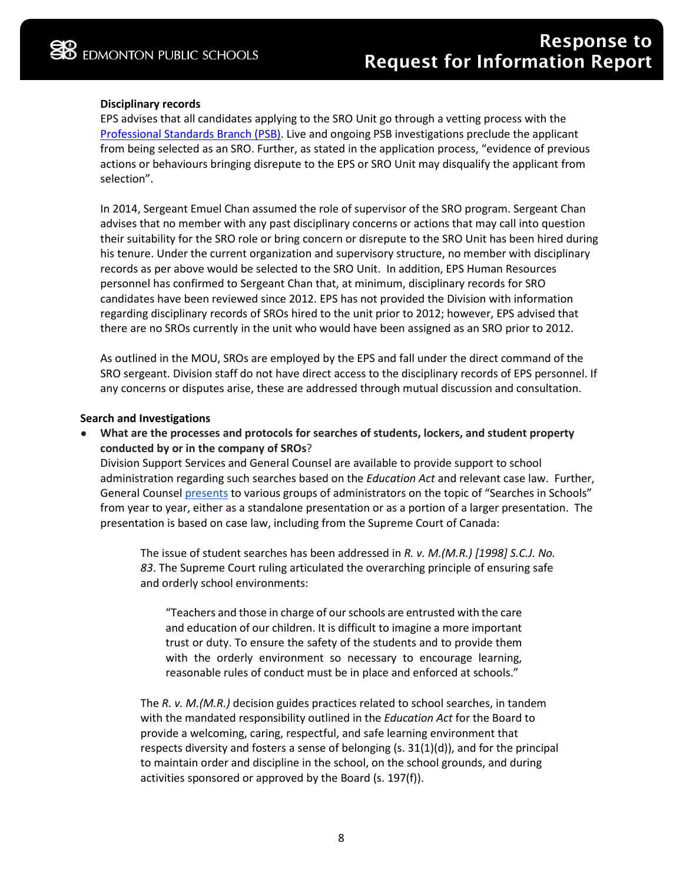**Disciplinary records**

EPS advises that all candidates applying to the SRO Unit go through a vetting process with the Professional Standards Branch (PSB). Live and ongoing PSB investigations preclude the applicant from being selected as an SRO. Further, as stated in the application process, "evidence of previous actions or behaviours bringing disrepute to the EPS or SRO Unit may disqualify the applicant from selection".

In 2014, Sergeant Emuel Chan assumed the role of supervisor of the SRO program. Sergeant Chan advises that no member with any past disciplinary concerns or actions that may call into question their suitability for the SRO role or bring concern or disrepute to the SRO Unit has been hired during his tenure. Under the current organization and supervisory structure, no member with disciplinary records as per above would be selected to the SRO Unit. In addition, EPS Human Resources personnel has confirmed to Sergeant Chan that, at minimum, disciplinary records for SRO candidates have been reviewed since 2012. EPS has not provided the Division with information regarding disciplinary records of SROs hired to the unit prior to 2012; however, EPS advised that there are no SROs currently in the unit who would have been assigned as an SRO prior to 2012.

As outlined in the MOU, SROs are employed by the EPS and fall under the direct command of the SRO sergeant. Division staff do not have direct access to the disciplinary records of EPS personnel. If any concerns or disputes arise, these are addressed through mutual discussion and consultation.

**Search and Investigations**

- **What are the processes and protocols for searches of students, lockers, and student property conducted by or in the company of SROs**?

  Division Support Services and General Counsel are available to provide support to school administration regarding such searches based on the *Education Act* and relevant case law. Further, General Counsel presents to various groups of administrators on the topic of "Searches in Schools" from year to year, either as a standalone presentation or as a portion of a larger presentation. The presentation is based on case law, including from the Supreme Court of Canada:

  > The issue of student searches has been addressed in *R. v. M.(M.R.) [1998] S.C.J. No. 83*. The Supreme Court ruling articulated the overarching principle of ensuring safe and orderly school environments:
  >
  > > "Teachers and those in charge of our schools are entrusted with the care and education of our children. It is difficult to imagine a more important trust or duty. To ensure the safety of the students and to provide them with the orderly environment so necessary to encourage learning, reasonable rules of conduct must be in place and enforced at schools."
  >
  > The *R. v. M.(M.R.)* decision guides practices related to school searches, in tandem with the mandated responsibility outlined in the *Education Act* for the Board to provide a welcoming, caring, respectful, and safe learning environment that respects diversity and fosters a sense of belonging (s. 31(1)(d)), and for the principal to maintain order and discipline in the school, on the school grounds, and during activities sponsored or approved by the Board (s. 197(f)).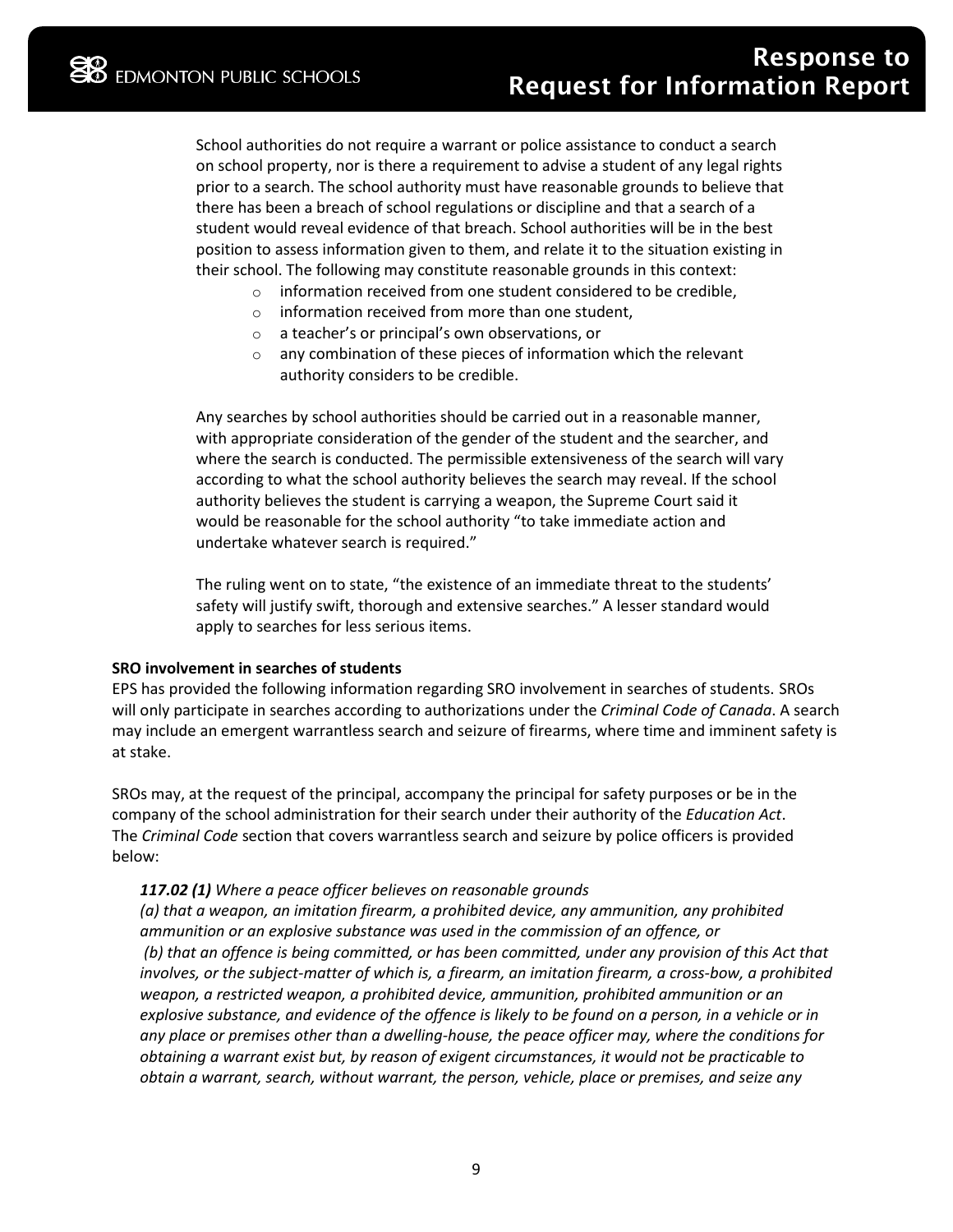School authorities do not require a warrant or police assistance to conduct a search on school property, nor is there a requirement to advise a student of any legal rights prior to a search. The school authority must have reasonable grounds to believe that there has been a breach of school regulations or discipline and that a search of a student would reveal evidence of that breach. School authorities will be in the best position to assess information given to them, and relate it to the situation existing in their school. The following may constitute reasonable grounds in this context:

- information received from one student considered to be credible,
- information received from more than one student,
- a teacher's or principal's own observations, or
- any combination of these pieces of information which the relevant authority considers to be credible.

Any searches by school authorities should be carried out in a reasonable manner, with appropriate consideration of the gender of the student and the searcher, and where the search is conducted. The permissible extensiveness of the search will vary according to what the school authority believes the search may reveal. If the school authority believes the student is carrying a weapon, the Supreme Court said it would be reasonable for the school authority "to take immediate action and undertake whatever search is required."

The ruling went on to state, "the existence of an immediate threat to the students' safety will justify swift, thorough and extensive searches." A lesser standard would apply to searches for less serious items.

**SRO involvement in searches of students**

EPS has provided the following information regarding SRO involvement in searches of students. SROs will only participate in searches according to authorizations under the *Criminal Code of Canada*. A search may include an emergent warrantless search and seizure of firearms, where time and imminent safety is at stake.

SROs may, at the request of the principal, accompany the principal for safety purposes or be in the company of the school administration for their search under their authority of the *Education Act*. The *Criminal Code* section that covers warrantless search and seizure by police officers is provided below:

***117.02 (1)*** *Where a peace officer believes on reasonable grounds*
*(a) that a weapon, an imitation firearm, a prohibited device, any ammunition, any prohibited ammunition or an explosive substance was used in the commission of an offence, or*
*(b) that an offence is being committed, or has been committed, under any provision of this Act that involves, or the subject-matter of which is, a firearm, an imitation firearm, a cross-bow, a prohibited weapon, a restricted weapon, a prohibited device, ammunition, prohibited ammunition or an explosive substance, and evidence of the offence is likely to be found on a person, in a vehicle or in any place or premises other than a dwelling-house, the peace officer may, where the conditions for obtaining a warrant exist but, by reason of exigent circumstances, it would not be practicable to obtain a warrant, search, without warrant, the person, vehicle, place or premises, and seize any*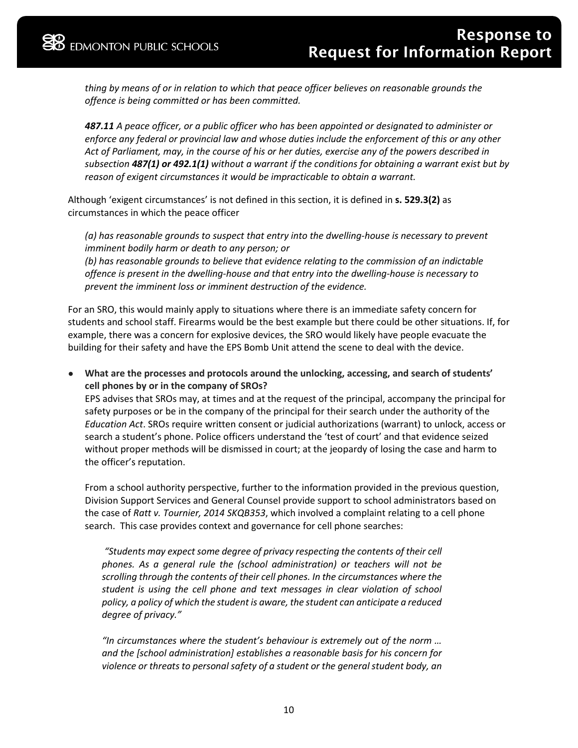*thing by means of or in relation to which that peace officer believes on reasonable grounds the offence is being committed or has been committed.*

***487.11** A peace officer, or a public officer who has been appointed or designated to administer or enforce any federal or provincial law and whose duties include the enforcement of this or any other Act of Parliament, may, in the course of his or her duties, exercise any of the powers described in subsection **487(1) or 492.1(1)** without a warrant if the conditions for obtaining a warrant exist but by reason of exigent circumstances it would be impracticable to obtain a warrant.*

Although 'exigent circumstances' is not defined in this section, it is defined in **s. 529.3(2)** as circumstances in which the peace officer

*(a) has reasonable grounds to suspect that entry into the dwelling-house is necessary to prevent imminent bodily harm or death to any person; or*
*(b) has reasonable grounds to believe that evidence relating to the commission of an indictable offence is present in the dwelling-house and that entry into the dwelling-house is necessary to prevent the imminent loss or imminent destruction of the evidence.*

For an SRO, this would mainly apply to situations where there is an immediate safety concern for students and school staff. Firearms would be the best example but there could be other situations. If, for example, there was a concern for explosive devices, the SRO would likely have people evacuate the building for their safety and have the EPS Bomb Unit attend the scene to deal with the device.

- **What are the processes and protocols around the unlocking, accessing, and search of students' cell phones by or in the company of SROs?**
  EPS advises that SROs may, at times and at the request of the principal, accompany the principal for safety purposes or be in the company of the principal for their search under the authority of the *Education Act*. SROs require written consent or judicial authorizations (warrant) to unlock, access or search a student's phone. Police officers understand the 'test of court' and that evidence seized without proper methods will be dismissed in court; at the jeopardy of losing the case and harm to the officer's reputation.

  From a school authority perspective, further to the information provided in the previous question, Division Support Services and General Counsel provide support to school administrators based on the case of *Ratt v. Tournier, 2014 SKQB353*, which involved a complaint relating to a cell phone search. This case provides context and governance for cell phone searches:

  *"Students may expect some degree of privacy respecting the contents of their cell phones. As a general rule the (school administration) or teachers will not be scrolling through the contents of their cell phones. In the circumstances where the student is using the cell phone and text messages in clear violation of school policy, a policy of which the student is aware, the student can anticipate a reduced degree of privacy."*

  *"In circumstances where the student's behaviour is extremely out of the norm … and the [school administration] establishes a reasonable basis for his concern for violence or threats to personal safety of a student or the general student body, an*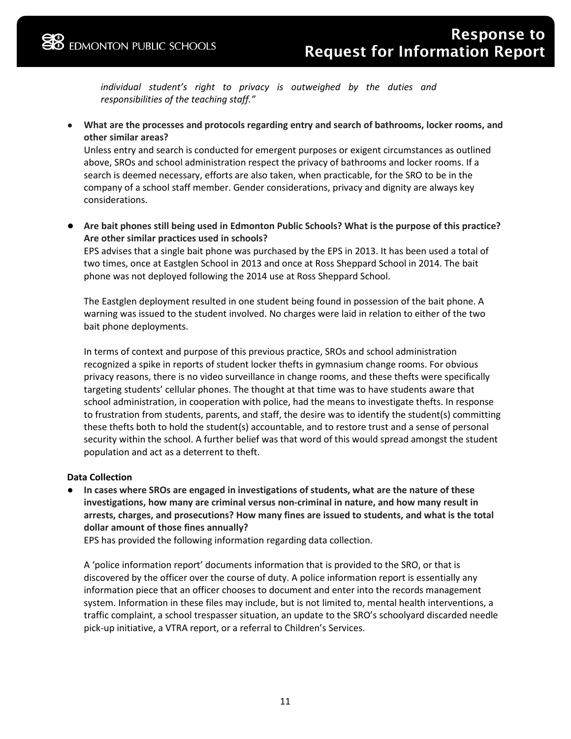*individual student's right to privacy is outweighed by the duties and responsibilities of the teaching staff."*

- **What are the processes and protocols regarding entry and search of bathrooms, locker rooms, and other similar areas?**
  Unless entry and search is conducted for emergent purposes or exigent circumstances as outlined above, SROs and school administration respect the privacy of bathrooms and locker rooms. If a search is deemed necessary, efforts are also taken, when practicable, for the SRO to be in the company of a school staff member. Gender considerations, privacy and dignity are always key considerations.

- **Are bait phones still being used in Edmonton Public Schools? What is the purpose of this practice? Are other similar practices used in schools?**
  EPS advises that a single bait phone was purchased by the EPS in 2013. It has been used a total of two times, once at Eastglen School in 2013 and once at Ross Sheppard School in 2014. The bait phone was not deployed following the 2014 use at Ross Sheppard School.

  The Eastglen deployment resulted in one student being found in possession of the bait phone. A warning was issued to the student involved. No charges were laid in relation to either of the two bait phone deployments.

  In terms of context and purpose of this previous practice, SROs and school administration recognized a spike in reports of student locker thefts in gymnasium change rooms. For obvious privacy reasons, there is no video surveillance in change rooms, and these thefts were specifically targeting students' cellular phones. The thought at that time was to have students aware that school administration, in cooperation with police, had the means to investigate thefts. In response to frustration from students, parents, and staff, the desire was to identify the student(s) committing these thefts both to hold the student(s) accountable, and to restore trust and a sense of personal security within the school. A further belief was that word of this would spread amongst the student population and act as a deterrent to theft.

**Data Collection**

- **In cases where SROs are engaged in investigations of students, what are the nature of these investigations, how many are criminal versus non-criminal in nature, and how many result in arrests, charges, and prosecutions? How many fines are issued to students, and what is the total dollar amount of those fines annually?**
  EPS has provided the following information regarding data collection.

  A 'police information report' documents information that is provided to the SRO, or that is discovered by the officer over the course of duty. A police information report is essentially any information piece that an officer chooses to document and enter into the records management system. Information in these files may include, but is not limited to, mental health interventions, a traffic complaint, a school trespasser situation, an update to the SRO's schoolyard discarded needle pick-up initiative, a VTRA report, or a referral to Children's Services.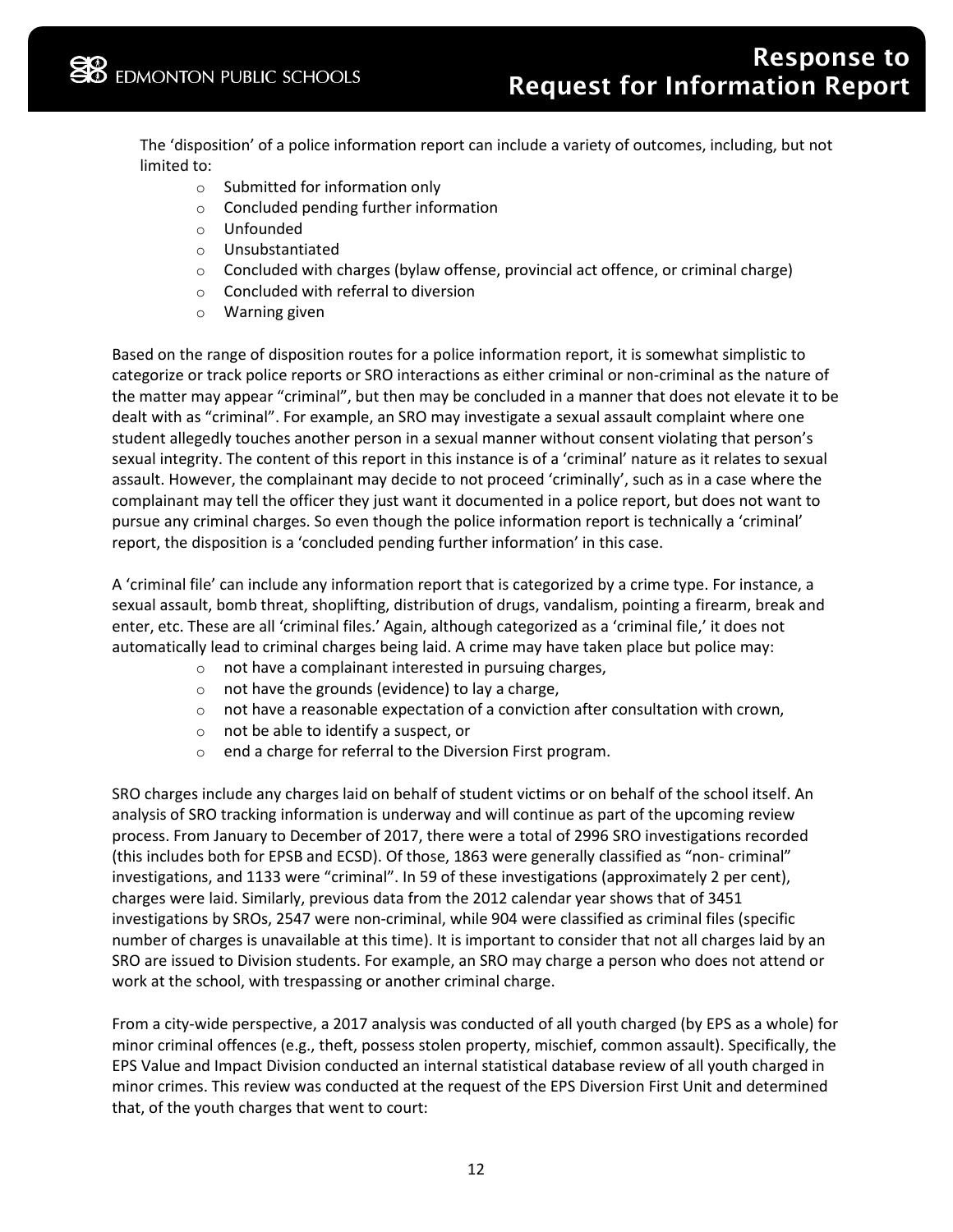The 'disposition' of a police information report can include a variety of outcomes, including, but not limited to:

- Submitted for information only
- Concluded pending further information
- Unfounded
- Unsubstantiated
- Concluded with charges (bylaw offense, provincial act offence, or criminal charge)
- Concluded with referral to diversion
- Warning given

Based on the range of disposition routes for a police information report, it is somewhat simplistic to categorize or track police reports or SRO interactions as either criminal or non-criminal as the nature of the matter may appear "criminal", but then may be concluded in a manner that does not elevate it to be dealt with as "criminal". For example, an SRO may investigate a sexual assault complaint where one student allegedly touches another person in a sexual manner without consent violating that person's sexual integrity. The content of this report in this instance is of a 'criminal' nature as it relates to sexual assault. However, the complainant may decide to not proceed 'criminally', such as in a case where the complainant may tell the officer they just want it documented in a police report, but does not want to pursue any criminal charges. So even though the police information report is technically a 'criminal' report, the disposition is a 'concluded pending further information' in this case.

A 'criminal file' can include any information report that is categorized by a crime type. For instance, a sexual assault, bomb threat, shoplifting, distribution of drugs, vandalism, pointing a firearm, break and enter, etc. These are all 'criminal files.' Again, although categorized as a 'criminal file,' it does not automatically lead to criminal charges being laid. A crime may have taken place but police may:

- not have a complainant interested in pursuing charges,
- not have the grounds (evidence) to lay a charge,
- not have a reasonable expectation of a conviction after consultation with crown,
- not be able to identify a suspect, or
- end a charge for referral to the Diversion First program.

SRO charges include any charges laid on behalf of student victims or on behalf of the school itself. An analysis of SRO tracking information is underway and will continue as part of the upcoming review process. From January to December of 2017, there were a total of 2996 SRO investigations recorded (this includes both for EPSB and ECSD). Of those, 1863 were generally classified as "non- criminal" investigations, and 1133 were "criminal". In 59 of these investigations (approximately 2 per cent), charges were laid. Similarly, previous data from the 2012 calendar year shows that of 3451 investigations by SROs, 2547 were non-criminal, while 904 were classified as criminal files (specific number of charges is unavailable at this time). It is important to consider that not all charges laid by an SRO are issued to Division students. For example, an SRO may charge a person who does not attend or work at the school, with trespassing or another criminal charge.

From a city-wide perspective, a 2017 analysis was conducted of all youth charged (by EPS as a whole) for minor criminal offences (e.g., theft, possess stolen property, mischief, common assault). Specifically, the EPS Value and Impact Division conducted an internal statistical database review of all youth charged in minor crimes. This review was conducted at the request of the EPS Diversion First Unit and determined that, of the youth charges that went to court: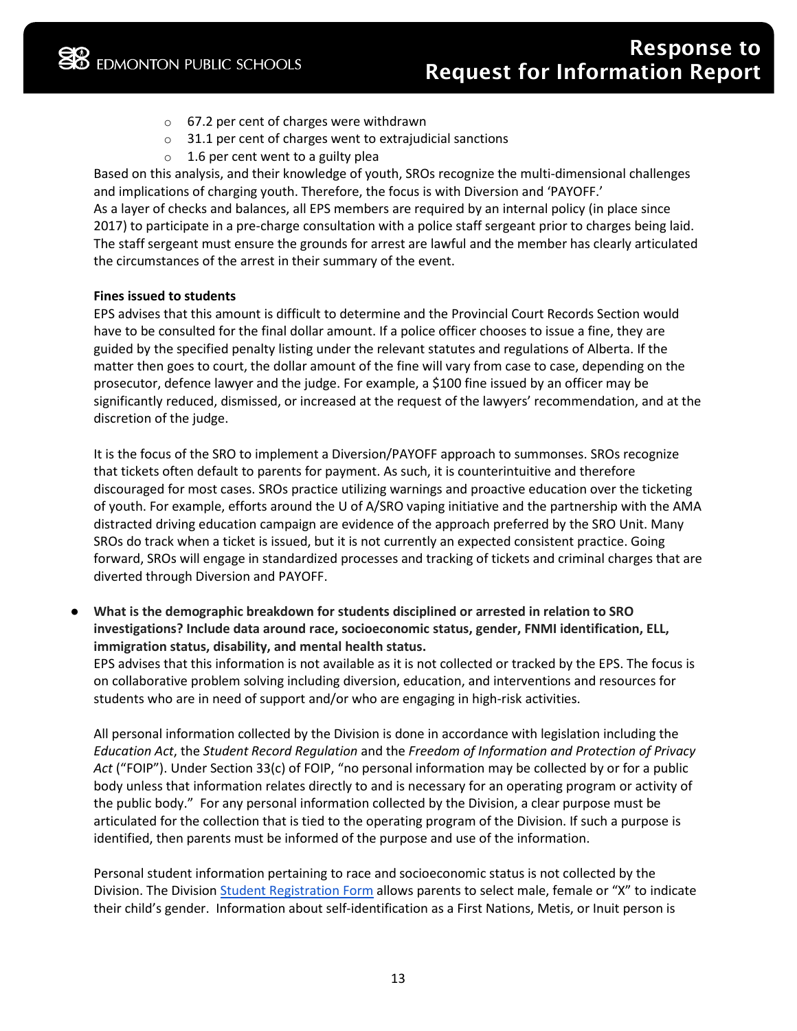- 67.2 per cent of charges were withdrawn
- 31.1 per cent of charges went to extrajudicial sanctions
- 1.6 per cent went to a guilty plea

Based on this analysis, and their knowledge of youth, SROs recognize the multi-dimensional challenges and implications of charging youth. Therefore, the focus is with Diversion and 'PAYOFF.'
As a layer of checks and balances, all EPS members are required by an internal policy (in place since 2017) to participate in a pre-charge consultation with a police staff sergeant prior to charges being laid. The staff sergeant must ensure the grounds for arrest are lawful and the member has clearly articulated the circumstances of the arrest in their summary of the event.

**Fines issued to students**

EPS advises that this amount is difficult to determine and the Provincial Court Records Section would have to be consulted for the final dollar amount. If a police officer chooses to issue a fine, they are guided by the specified penalty listing under the relevant statutes and regulations of Alberta. If the matter then goes to court, the dollar amount of the fine will vary from case to case, depending on the prosecutor, defence lawyer and the judge. For example, a $100 fine issued by an officer may be significantly reduced, dismissed, or increased at the request of the lawyers' recommendation, and at the discretion of the judge.

It is the focus of the SRO to implement a Diversion/PAYOFF approach to summonses. SROs recognize that tickets often default to parents for payment. As such, it is counterintuitive and therefore discouraged for most cases. SROs practice utilizing warnings and proactive education over the ticketing of youth. For example, efforts around the U of A/SRO vaping initiative and the partnership with the AMA distracted driving education campaign are evidence of the approach preferred by the SRO Unit. Many SROs do track when a ticket is issued, but it is not currently an expected consistent practice. Going forward, SROs will engage in standardized processes and tracking of tickets and criminal charges that are diverted through Diversion and PAYOFF.

- **What is the demographic breakdown for students disciplined or arrested in relation to SRO investigations? Include data around race, socioeconomic status, gender, FNMI identification, ELL, immigration status, disability, and mental health status.**
  EPS advises that this information is not available as it is not collected or tracked by the EPS. The focus is on collaborative problem solving including diversion, education, and interventions and resources for students who are in need of support and/or who are engaging in high-risk activities.

  All personal information collected by the Division is done in accordance with legislation including the *Education Act*, the *Student Record Regulation* and the *Freedom of Information and Protection of Privacy Act* ("FOIP"). Under Section 33(c) of FOIP, "no personal information may be collected by or for a public body unless that information relates directly to and is necessary for an operating program or activity of the public body." For any personal information collected by the Division, a clear purpose must be articulated for the collection that is tied to the operating program of the Division. If such a purpose is identified, then parents must be informed of the purpose and use of the information.

  Personal student information pertaining to race and socioeconomic status is not collected by the Division. The Division Student Registration Form allows parents to select male, female or "X" to indicate their child's gender. Information about self-identification as a First Nations, Metis, or Inuit person is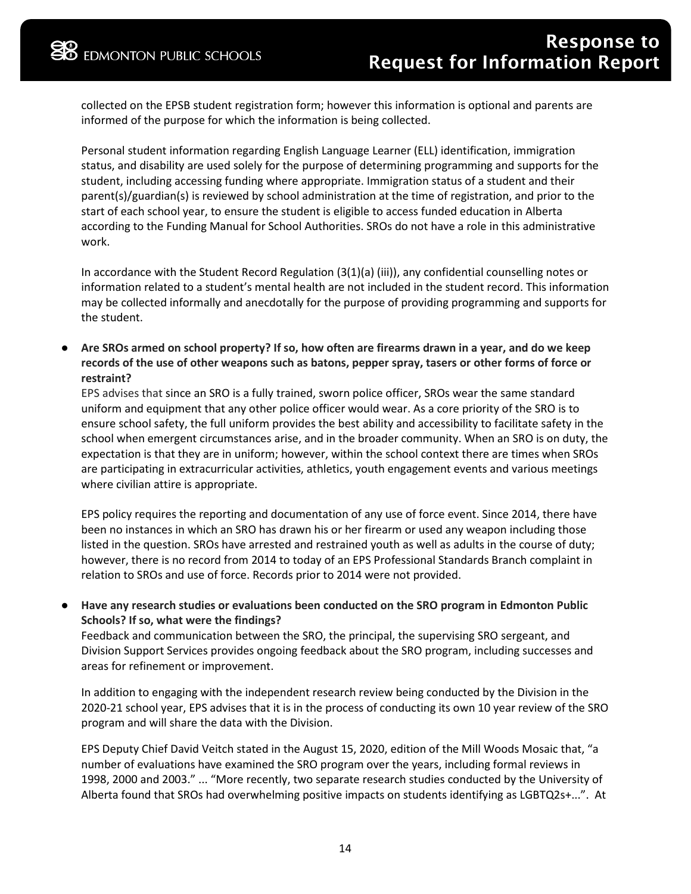collected on the EPSB student registration form; however this information is optional and parents are informed of the purpose for which the information is being collected.

Personal student information regarding English Language Learner (ELL) identification, immigration status, and disability are used solely for the purpose of determining programming and supports for the student, including accessing funding where appropriate. Immigration status of a student and their parent(s)/guardian(s) is reviewed by school administration at the time of registration, and prior to the start of each school year, to ensure the student is eligible to access funded education in Alberta according to the Funding Manual for School Authorities. SROs do not have a role in this administrative work.

In accordance with the Student Record Regulation (3(1)(a) (iii)), any confidential counselling notes or information related to a student's mental health are not included in the student record. This information may be collected informally and anecdotally for the purpose of providing programming and supports for the student.

- **Are SROs armed on school property? If so, how often are firearms drawn in a year, and do we keep records of the use of other weapons such as batons, pepper spray, tasers or other forms of force or restraint?**

  EPS advises that since an SRO is a fully trained, sworn police officer, SROs wear the same standard uniform and equipment that any other police officer would wear. As a core priority of the SRO is to ensure school safety, the full uniform provides the best ability and accessibility to facilitate safety in the school when emergent circumstances arise, and in the broader community. When an SRO is on duty, the expectation is that they are in uniform; however, within the school context there are times when SROs are participating in extracurricular activities, athletics, youth engagement events and various meetings where civilian attire is appropriate.

  EPS policy requires the reporting and documentation of any use of force event. Since 2014, there have been no instances in which an SRO has drawn his or her firearm or used any weapon including those listed in the question. SROs have arrested and restrained youth as well as adults in the course of duty; however, there is no record from 2014 to today of an EPS Professional Standards Branch complaint in relation to SROs and use of force. Records prior to 2014 were not provided.

- **Have any research studies or evaluations been conducted on the SRO program in Edmonton Public Schools? If so, what were the findings?**

  Feedback and communication between the SRO, the principal, the supervising SRO sergeant, and Division Support Services provides ongoing feedback about the SRO program, including successes and areas for refinement or improvement.

  In addition to engaging with the independent research review being conducted by the Division in the 2020-21 school year, EPS advises that it is in the process of conducting its own 10 year review of the SRO program and will share the data with the Division.

  EPS Deputy Chief David Veitch stated in the August 15, 2020, edition of the Mill Woods Mosaic that, "a number of evaluations have examined the SRO program over the years, including formal reviews in 1998, 2000 and 2003." ... "More recently, two separate research studies conducted by the University of Alberta found that SROs had overwhelming positive impacts on students identifying as LGBTQ2s+...". At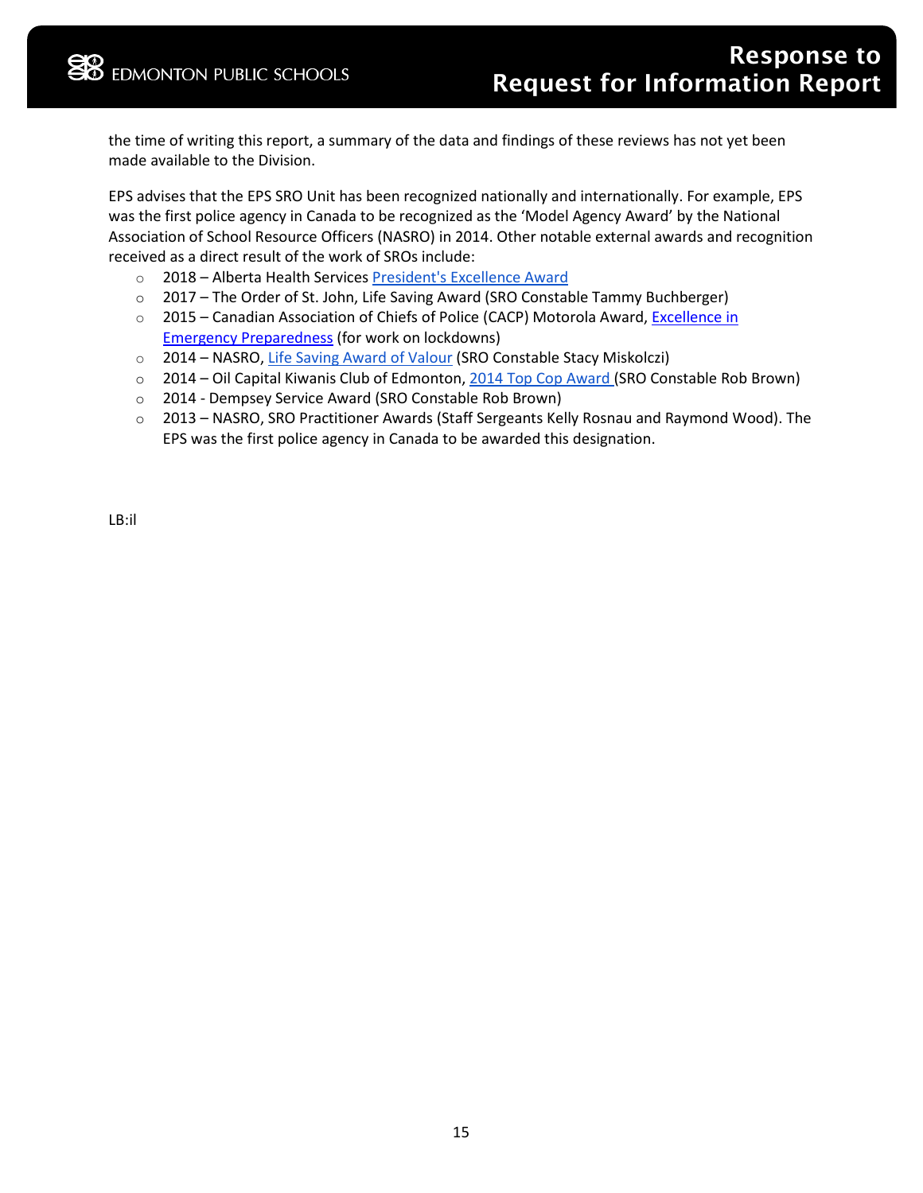the time of writing this report, a summary of the data and findings of these reviews has not yet been made available to the Division.

EPS advises that the EPS SRO Unit has been recognized nationally and internationally. For example, EPS was the first police agency in Canada to be recognized as the 'Model Agency Award' by the National Association of School Resource Officers (NASRO) in 2014. Other notable external awards and recognition received as a direct result of the work of SROs include:

- 2018 – Alberta Health Services President's Excellence Award
- 2017 – The Order of St. John, Life Saving Award (SRO Constable Tammy Buchberger)
- 2015 – Canadian Association of Chiefs of Police (CACP) Motorola Award, Excellence in Emergency Preparedness (for work on lockdowns)
- 2014 – NASRO, Life Saving Award of Valour (SRO Constable Stacy Miskolczi)
- 2014 – Oil Capital Kiwanis Club of Edmonton, 2014 Top Cop Award (SRO Constable Rob Brown)
- 2014 - Dempsey Service Award (SRO Constable Rob Brown)
- 2013 – NASRO, SRO Practitioner Awards (Staff Sergeants Kelly Rosnau and Raymond Wood). The EPS was the first police agency in Canada to be awarded this designation.

LB:il